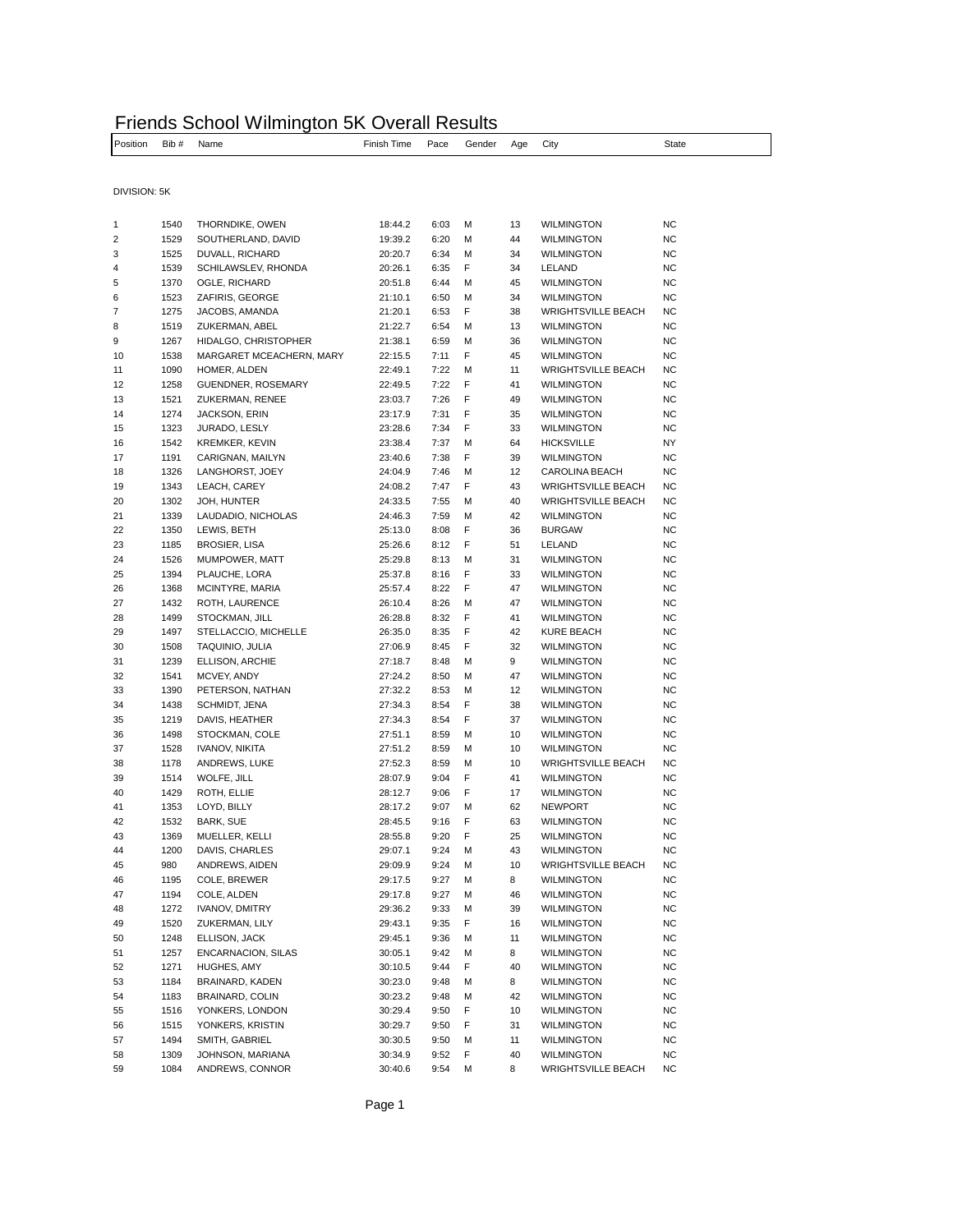# Friends School Wilmington 5K Overall Results

DIVISION: 5K

| Position | Bib # | Name | Finish Time | Pace | Gender | Age | City | State |
|---|---|---|---|---|---|---|---|---|
| 1 | 1540 | THORNDIKE, OWEN | 18:44.2 | 6:03 | M | 13 | WILMINGTON | NC |
| 2 | 1529 | SOUTHERLAND, DAVID | 19:39.2 | 6:20 | M | 44 | WILMINGTON | NC |
| 3 | 1525 | DUVALL, RICHARD | 20:20.7 | 6:34 | M | 34 | WILMINGTON | NC |
| 4 | 1539 | SCHILAWSLEV, RHONDA | 20:26.1 | 6:35 | F | 34 | LELAND | NC |
| 5 | 1370 | OGLE, RICHARD | 20:51.8 | 6:44 | M | 45 | WILMINGTON | NC |
| 6 | 1523 | ZAFIRIS, GEORGE | 21:10.1 | 6:50 | M | 34 | WILMINGTON | NC |
| 7 | 1275 | JACOBS, AMANDA | 21:20.1 | 6:53 | F | 38 | WRIGHTSVILLE BEACH | NC |
| 8 | 1519 | ZUKERMAN, ABEL | 21:22.7 | 6:54 | M | 13 | WILMINGTON | NC |
| 9 | 1267 | HIDALGO, CHRISTOPHER | 21:38.1 | 6:59 | M | 36 | WILMINGTON | NC |
| 10 | 1538 | MARGARET MCEACHERN, MARY | 22:15.5 | 7:11 | F | 45 | WILMINGTON | NC |
| 11 | 1090 | HOMER, ALDEN | 22:49.1 | 7:22 | M | 11 | WRIGHTSVILLE BEACH | NC |
| 12 | 1258 | GUENDNER, ROSEMARY | 22:49.5 | 7:22 | F | 41 | WILMINGTON | NC |
| 13 | 1521 | ZUKERMAN, RENEE | 23:03.7 | 7:26 | F | 49 | WILMINGTON | NC |
| 14 | 1274 | JACKSON, ERIN | 23:17.9 | 7:31 | F | 35 | WILMINGTON | NC |
| 15 | 1323 | JURADO, LESLY | 23:28.6 | 7:34 | F | 33 | WILMINGTON | NC |
| 16 | 1542 | KREMKER, KEVIN | 23:38.4 | 7:37 | M | 64 | HICKSVILLE | NY |
| 17 | 1191 | CARIGNAN, MAILYN | 23:40.6 | 7:38 | F | 39 | WILMINGTON | NC |
| 18 | 1326 | LANGHORST, JOEY | 24:04.9 | 7:46 | M | 12 | CAROLINA BEACH | NC |
| 19 | 1343 | LEACH, CAREY | 24:08.2 | 7:47 | F | 43 | WRIGHTSVILLE BEACH | NC |
| 20 | 1302 | JOH, HUNTER | 24:33.5 | 7:55 | M | 40 | WRIGHTSVILLE BEACH | NC |
| 21 | 1339 | LAUDADIO, NICHOLAS | 24:46.3 | 7:59 | M | 42 | WILMINGTON | NC |
| 22 | 1350 | LEWIS, BETH | 25:13.0 | 8:08 | F | 36 | BURGAW | NC |
| 23 | 1185 | BROSIER, LISA | 25:26.6 | 8:12 | F | 51 | LELAND | NC |
| 24 | 1526 | MUMPOWER, MATT | 25:29.8 | 8:13 | M | 31 | WILMINGTON | NC |
| 25 | 1394 | PLAUCHE, LORA | 25:37.8 | 8:16 | F | 33 | WILMINGTON | NC |
| 26 | 1368 | MCINTYRE, MARIA | 25:57.4 | 8:22 | F | 47 | WILMINGTON | NC |
| 27 | 1432 | ROTH, LAURENCE | 26:10.4 | 8:26 | M | 47 | WILMINGTON | NC |
| 28 | 1499 | STOCKMAN, JILL | 26:28.8 | 8:32 | F | 41 | WILMINGTON | NC |
| 29 | 1497 | STELLACCIO, MICHELLE | 26:35.0 | 8:35 | F | 42 | KURE BEACH | NC |
| 30 | 1508 | TAQUINIO, JULIA | 27:06.9 | 8:45 | F | 32 | WILMINGTON | NC |
| 31 | 1239 | ELLISON, ARCHIE | 27:18.7 | 8:48 | M | 9 | WILMINGTON | NC |
| 32 | 1541 | MCVEY, ANDY | 27:24.2 | 8:50 | M | 47 | WILMINGTON | NC |
| 33 | 1390 | PETERSON, NATHAN | 27:32.2 | 8:53 | M | 12 | WILMINGTON | NC |
| 34 | 1438 | SCHMIDT, JENA | 27:34.3 | 8:54 | F | 38 | WILMINGTON | NC |
| 35 | 1219 | DAVIS, HEATHER | 27:34.3 | 8:54 | F | 37 | WILMINGTON | NC |
| 36 | 1498 | STOCKMAN, COLE | 27:51.1 | 8:59 | M | 10 | WILMINGTON | NC |
| 37 | 1528 | IVANOV, NIKITA | 27:51.2 | 8:59 | M | 10 | WILMINGTON | NC |
| 38 | 1178 | ANDREWS, LUKE | 27:52.3 | 8:59 | M | 10 | WRIGHTSVILLE BEACH | NC |
| 39 | 1514 | WOLFE, JILL | 28:07.9 | 9:04 | F | 41 | WILMINGTON | NC |
| 40 | 1429 | ROTH, ELLIE | 28:12.7 | 9:06 | F | 17 | WILMINGTON | NC |
| 41 | 1353 | LOYD, BILLY | 28:17.2 | 9:07 | M | 62 | NEWPORT | NC |
| 42 | 1532 | BARK, SUE | 28:45.5 | 9:16 | F | 63 | WILMINGTON | NC |
| 43 | 1369 | MUELLER, KELLI | 28:55.8 | 9:20 | F | 25 | WILMINGTON | NC |
| 44 | 1200 | DAVIS, CHARLES | 29:07.1 | 9:24 | M | 43 | WILMINGTON | NC |
| 45 | 980 | ANDREWS, AIDEN | 29:09.9 | 9:24 | M | 10 | WRIGHTSVILLE BEACH | NC |
| 46 | 1195 | COLE, BREWER | 29:17.5 | 9:27 | M | 8 | WILMINGTON | NC |
| 47 | 1194 | COLE, ALDEN | 29:17.8 | 9:27 | M | 46 | WILMINGTON | NC |
| 48 | 1272 | IVANOV, DMITRY | 29:36.2 | 9:33 | M | 39 | WILMINGTON | NC |
| 49 | 1520 | ZUKERMAN, LILY | 29:43.1 | 9:35 | F | 16 | WILMINGTON | NC |
| 50 | 1248 | ELLISON, JACK | 29:45.1 | 9:36 | M | 11 | WILMINGTON | NC |
| 51 | 1257 | ENCARNACION, SILAS | 30:05.1 | 9:42 | M | 8 | WILMINGTON | NC |
| 52 | 1271 | HUGHES, AMY | 30:10.5 | 9:44 | F | 40 | WILMINGTON | NC |
| 53 | 1184 | BRAINARD, KADEN | 30:23.0 | 9:48 | M | 8 | WILMINGTON | NC |
| 54 | 1183 | BRAINARD, COLIN | 30:23.2 | 9:48 | M | 42 | WILMINGTON | NC |
| 55 | 1516 | YONKERS, LONDON | 30:29.4 | 9:50 | F | 10 | WILMINGTON | NC |
| 56 | 1515 | YONKERS, KRISTIN | 30:29.7 | 9:50 | F | 31 | WILMINGTON | NC |
| 57 | 1494 | SMITH, GABRIEL | 30:30.5 | 9:50 | M | 11 | WILMINGTON | NC |
| 58 | 1309 | JOHNSON, MARIANA | 30:34.9 | 9:52 | F | 40 | WILMINGTON | NC |
| 59 | 1084 | ANDREWS, CONNOR | 30:40.6 | 9:54 | M | 8 | WRIGHTSVILLE BEACH | NC |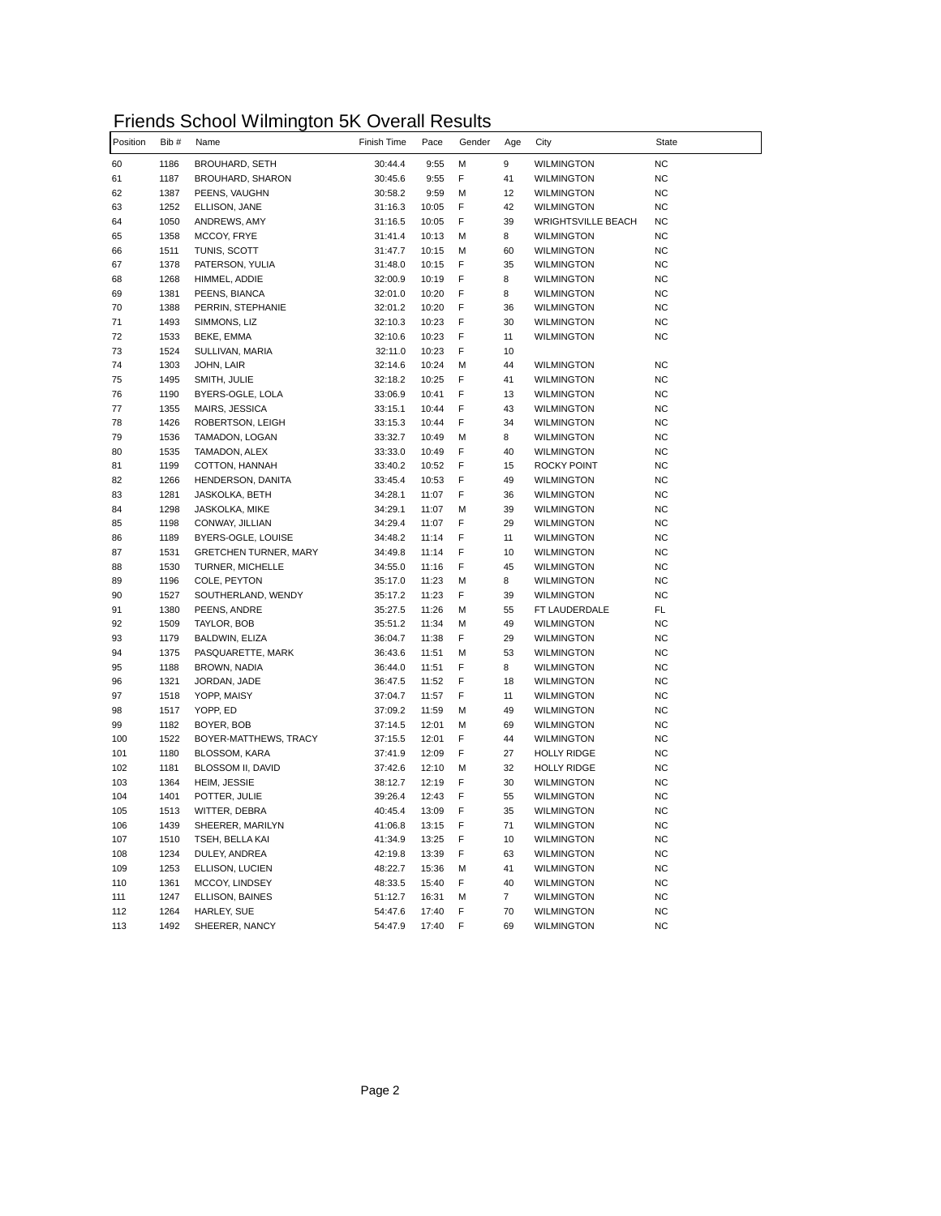# Friends School Wilmington 5K Overall Results

| Position | Bib # | Name | Finish Time | Pace | Gender | Age | City | State |
|---|---|---|---|---|---|---|---|---|
| 60 | 1186 | BROUHARD, SETH | 30:44.4 | 9:55 | M | 9 | WILMINGTON | NC |
| 61 | 1187 | BROUHARD, SHARON | 30:45.6 | 9:55 | F | 41 | WILMINGTON | NC |
| 62 | 1387 | PEENS, VAUGHN | 30:58.2 | 9:59 | M | 12 | WILMINGTON | NC |
| 63 | 1252 | ELLISON, JANE | 31:16.3 | 10:05 | F | 42 | WILMINGTON | NC |
| 64 | 1050 | ANDREWS, AMY | 31:16.5 | 10:05 | F | 39 | WRIGHTSVILLE BEACH | NC |
| 65 | 1358 | MCCOY, FRYE | 31:41.4 | 10:13 | M | 8 | WILMINGTON | NC |
| 66 | 1511 | TUNIS, SCOTT | 31:47.7 | 10:15 | M | 60 | WILMINGTON | NC |
| 67 | 1378 | PATERSON, YULIA | 31:48.0 | 10:15 | F | 35 | WILMINGTON | NC |
| 68 | 1268 | HIMMEL, ADDIE | 32:00.9 | 10:19 | F | 8 | WILMINGTON | NC |
| 69 | 1381 | PEENS, BIANCA | 32:01.0 | 10:20 | F | 8 | WILMINGTON | NC |
| 70 | 1388 | PERRIN, STEPHANIE | 32:01.2 | 10:20 | F | 36 | WILMINGTON | NC |
| 71 | 1493 | SIMMONS, LIZ | 32:10.3 | 10:23 | F | 30 | WILMINGTON | NC |
| 72 | 1533 | BEKE, EMMA | 32:10.6 | 10:23 | F | 11 | WILMINGTON | NC |
| 73 | 1524 | SULLIVAN, MARIA | 32:11.0 | 10:23 | F | 10 | | |
| 74 | 1303 | JOHN, LAIR | 32:14.6 | 10:24 | M | 44 | WILMINGTON | NC |
| 75 | 1495 | SMITH, JULIE | 32:18.2 | 10:25 | F | 41 | WILMINGTON | NC |
| 76 | 1190 | BYERS-OGLE, LOLA | 33:06.9 | 10:41 | F | 13 | WILMINGTON | NC |
| 77 | 1355 | MAIRS, JESSICA | 33:15.1 | 10:44 | F | 43 | WILMINGTON | NC |
| 78 | 1426 | ROBERTSON, LEIGH | 33:15.3 | 10:44 | F | 34 | WILMINGTON | NC |
| 79 | 1536 | TAMADON, LOGAN | 33:32.7 | 10:49 | M | 8 | WILMINGTON | NC |
| 80 | 1535 | TAMADON, ALEX | 33:33.0 | 10:49 | F | 40 | WILMINGTON | NC |
| 81 | 1199 | COTTON, HANNAH | 33:40.2 | 10:52 | F | 15 | ROCKY POINT | NC |
| 82 | 1266 | HENDERSON, DANITA | 33:45.4 | 10:53 | F | 49 | WILMINGTON | NC |
| 83 | 1281 | JASKOLKA, BETH | 34:28.1 | 11:07 | F | 36 | WILMINGTON | NC |
| 84 | 1298 | JASKOLKA, MIKE | 34:29.1 | 11:07 | M | 39 | WILMINGTON | NC |
| 85 | 1198 | CONWAY, JILLIAN | 34:29.4 | 11:07 | F | 29 | WILMINGTON | NC |
| 86 | 1189 | BYERS-OGLE, LOUISE | 34:48.2 | 11:14 | F | 11 | WILMINGTON | NC |
| 87 | 1531 | GRETCHEN TURNER, MARY | 34:49.8 | 11:14 | F | 10 | WILMINGTON | NC |
| 88 | 1530 | TURNER, MICHELLE | 34:55.0 | 11:16 | F | 45 | WILMINGTON | NC |
| 89 | 1196 | COLE, PEYTON | 35:17.0 | 11:23 | M | 8 | WILMINGTON | NC |
| 90 | 1527 | SOUTHERLAND, WENDY | 35:17.2 | 11:23 | F | 39 | WILMINGTON | NC |
| 91 | 1380 | PEENS, ANDRE | 35:27.5 | 11:26 | M | 55 | FT LAUDERDALE | FL |
| 92 | 1509 | TAYLOR, BOB | 35:51.2 | 11:34 | M | 49 | WILMINGTON | NC |
| 93 | 1179 | BALDWIN, ELIZA | 36:04.7 | 11:38 | F | 29 | WILMINGTON | NC |
| 94 | 1375 | PASQUARETTE, MARK | 36:43.6 | 11:51 | M | 53 | WILMINGTON | NC |
| 95 | 1188 | BROWN, NADIA | 36:44.0 | 11:51 | F | 8 | WILMINGTON | NC |
| 96 | 1321 | JORDAN, JADE | 36:47.5 | 11:52 | F | 18 | WILMINGTON | NC |
| 97 | 1518 | YOPP, MAISY | 37:04.7 | 11:57 | F | 11 | WILMINGTON | NC |
| 98 | 1517 | YOPP, ED | 37:09.2 | 11:59 | M | 49 | WILMINGTON | NC |
| 99 | 1182 | BOYER, BOB | 37:14.5 | 12:01 | M | 69 | WILMINGTON | NC |
| 100 | 1522 | BOYER-MATTHEWS, TRACY | 37:15.5 | 12:01 | F | 44 | WILMINGTON | NC |
| 101 | 1180 | BLOSSOM, KARA | 37:41.9 | 12:09 | F | 27 | HOLLY RIDGE | NC |
| 102 | 1181 | BLOSSOM II, DAVID | 37:42.6 | 12:10 | M | 32 | HOLLY RIDGE | NC |
| 103 | 1364 | HEIM, JESSIE | 38:12.7 | 12:19 | F | 30 | WILMINGTON | NC |
| 104 | 1401 | POTTER, JULIE | 39:26.4 | 12:43 | F | 55 | WILMINGTON | NC |
| 105 | 1513 | WITTER, DEBRA | 40:45.4 | 13:09 | F | 35 | WILMINGTON | NC |
| 106 | 1439 | SHEERER, MARILYN | 41:06.8 | 13:15 | F | 71 | WILMINGTON | NC |
| 107 | 1510 | TSEH, BELLA KAI | 41:34.9 | 13:25 | F | 10 | WILMINGTON | NC |
| 108 | 1234 | DULEY, ANDREA | 42:19.8 | 13:39 | F | 63 | WILMINGTON | NC |
| 109 | 1253 | ELLISON, LUCIEN | 48:22.7 | 15:36 | M | 41 | WILMINGTON | NC |
| 110 | 1361 | MCCOY, LINDSEY | 48:33.5 | 15:40 | F | 40 | WILMINGTON | NC |
| 111 | 1247 | ELLISON, BAINES | 51:12.7 | 16:31 | M | 7 | WILMINGTON | NC |
| 112 | 1264 | HARLEY, SUE | 54:47.6 | 17:40 | F | 70 | WILMINGTON | NC |
| 113 | 1492 | SHEERER, NANCY | 54:47.9 | 17:40 | F | 69 | WILMINGTON | NC |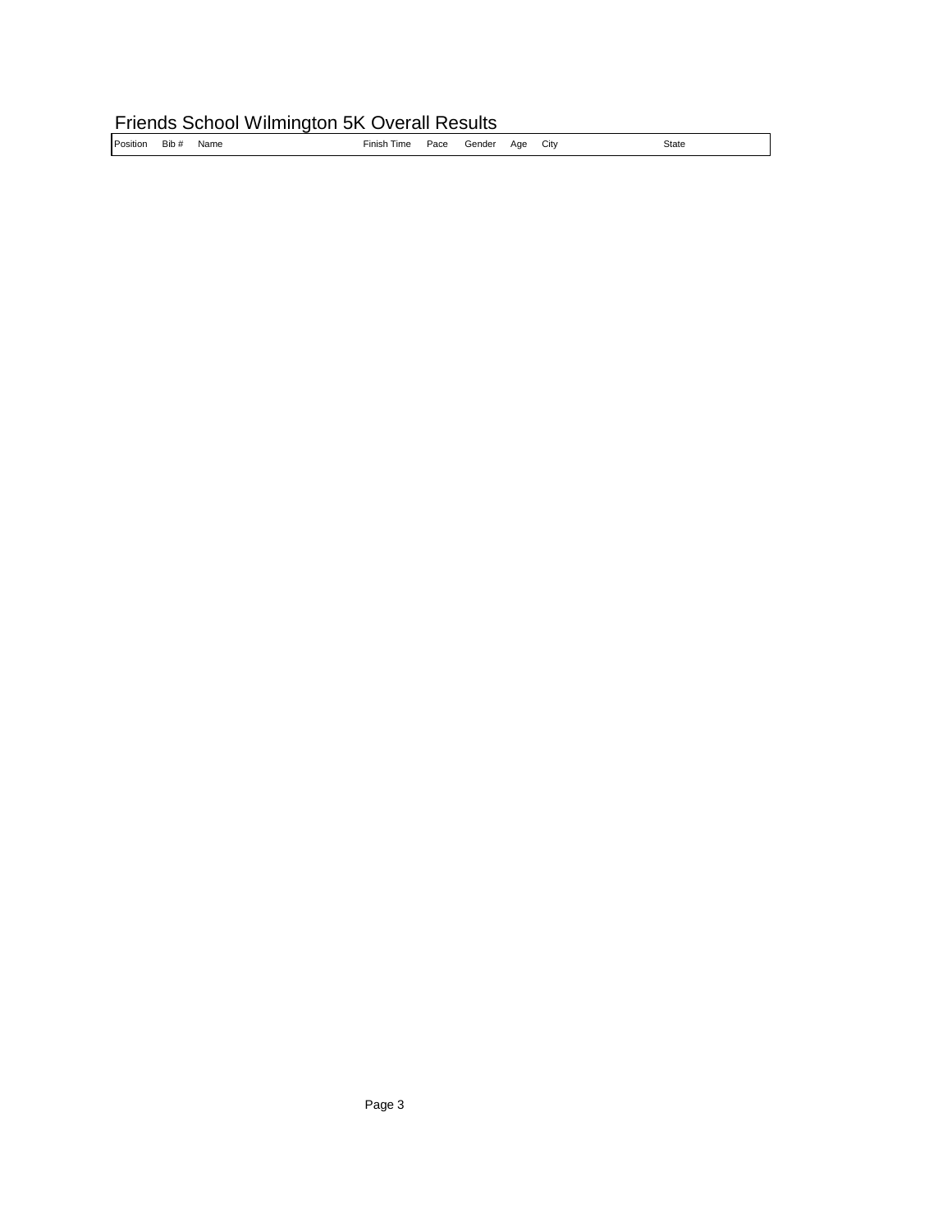# Friends School Wilmington 5K Overall Results

| Position | Bib # | Name | Finish Time | Pace | Gender | Age | City | State |
|---|---|---|---|---|---|---|---|---|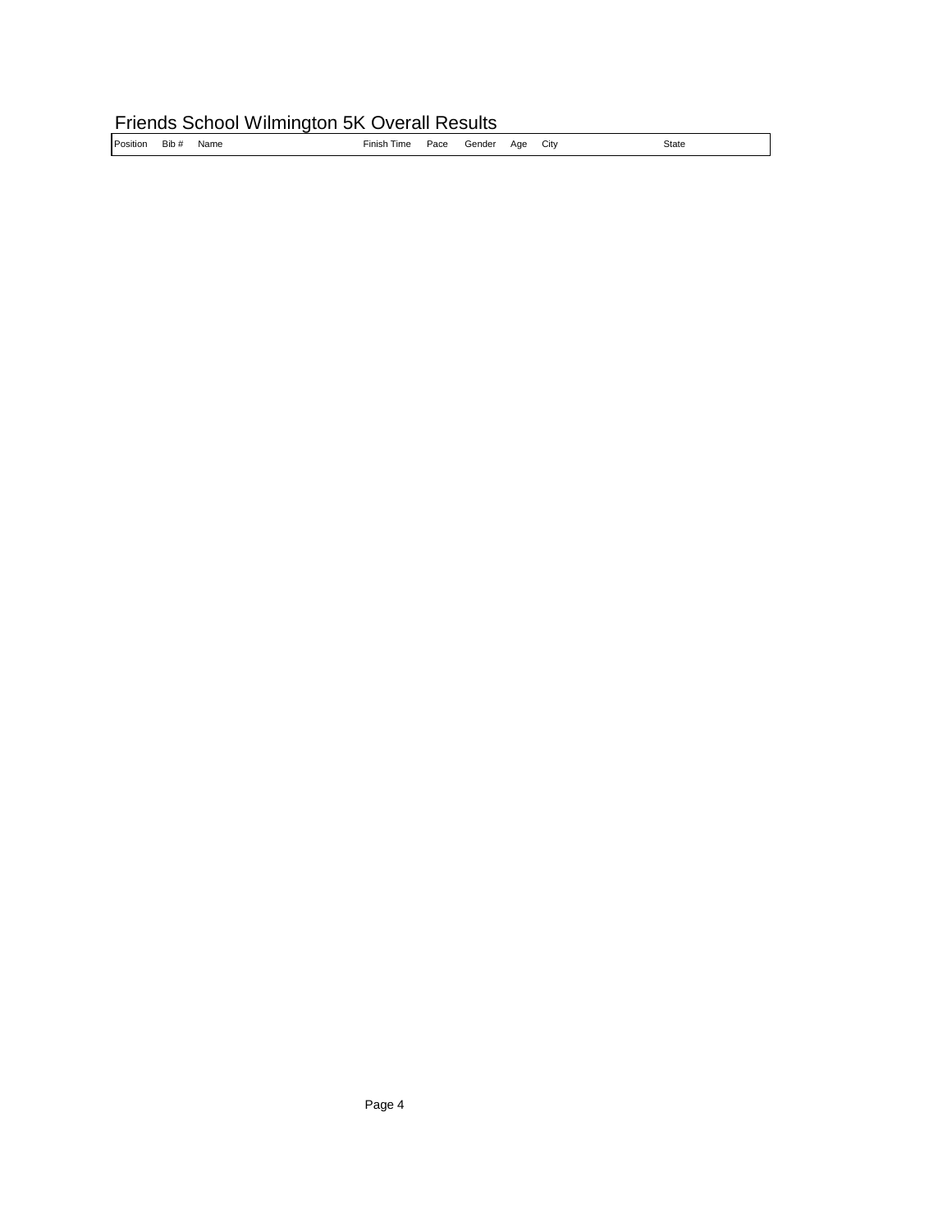# Friends School Wilmington 5K Overall Results

| Position | Bib # | Name | Finish Time | Pace | Gender | Age | City | State |
|---|---|---|---|---|---|---|---|---|